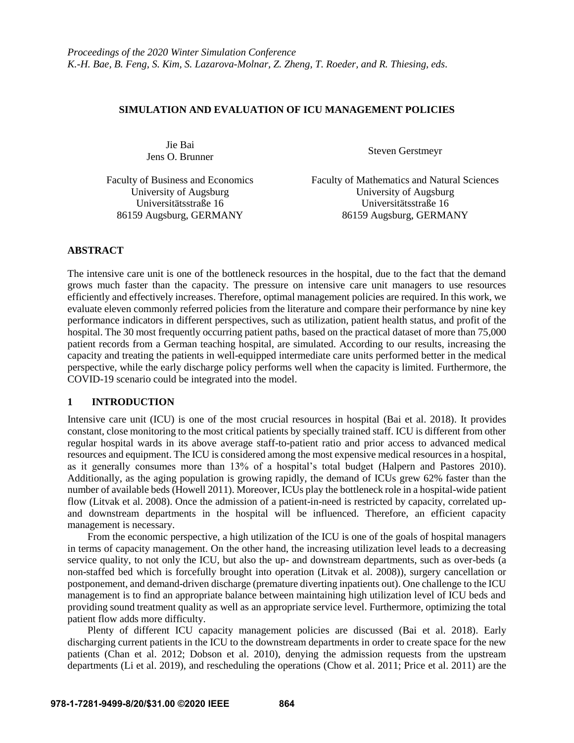# SIMULATION AND EVALUATION OF ICU MANAGEMENT POLICIES

Jie Bai
Jens O. Brunner

Faculty of Business and Economics
University of Augsburg
Universitätsstraße 16
86159 Augsburg, GERMANY

Steven Gerstmeyr

Faculty of Mathematics and Natural Sciences
University of Augsburg
Universitätsstraße 16
86159 Augsburg, GERMANY

## ABSTRACT

The intensive care unit is one of the bottleneck resources in the hospital, due to the fact that the demand grows much faster than the capacity. The pressure on intensive care unit managers to use resources efficiently and effectively increases. Therefore, optimal management policies are required. In this work, we evaluate eleven commonly referred policies from the literature and compare their performance by nine key performance indicators in different perspectives, such as utilization, patient health status, and profit of the hospital. The 30 most frequently occurring patient paths, based on the practical dataset of more than 75,000 patient records from a German teaching hospital, are simulated. According to our results, increasing the capacity and treating the patients in well-equipped intermediate care units performed better in the medical perspective, while the early discharge policy performs well when the capacity is limited. Furthermore, the COVID-19 scenario could be integrated into the model.

## 1 INTRODUCTION

Intensive care unit (ICU) is one of the most crucial resources in hospital (Bai et al. 2018). It provides constant, close monitoring to the most critical patients by specially trained staff. ICU is different from other regular hospital wards in its above average staff-to-patient ratio and prior access to advanced medical resources and equipment. The ICU is considered among the most expensive medical resources in a hospital, as it generally consumes more than 13% of a hospital's total budget (Halpern and Pastores 2010). Additionally, as the aging population is growing rapidly, the demand of ICUs grew 62% faster than the number of available beds (Howell 2011). Moreover, ICUs play the bottleneck role in a hospital-wide patient flow (Litvak et al. 2008). Once the admission of a patient-in-need is restricted by capacity, correlated up- and downstream departments in the hospital will be influenced. Therefore, an efficient capacity management is necessary.

From the economic perspective, a high utilization of the ICU is one of the goals of hospital managers in terms of capacity management. On the other hand, the increasing utilization level leads to a decreasing service quality, to not only the ICU, but also the up- and downstream departments, such as over-beds (a non-staffed bed which is forcefully brought into operation (Litvak et al. 2008)), surgery cancellation or postponement, and demand-driven discharge (premature diverting inpatients out). One challenge to the ICU management is to find an appropriate balance between maintaining high utilization level of ICU beds and providing sound treatment quality as well as an appropriate service level. Furthermore, optimizing the total patient flow adds more difficulty.

Plenty of different ICU capacity management policies are discussed (Bai et al. 2018). Early discharging current patients in the ICU to the downstream departments in order to create space for the new patients (Chan et al. 2012; Dobson et al. 2010), denying the admission requests from the upstream departments (Li et al. 2019), and rescheduling the operations (Chow et al. 2011; Price et al. 2011) are the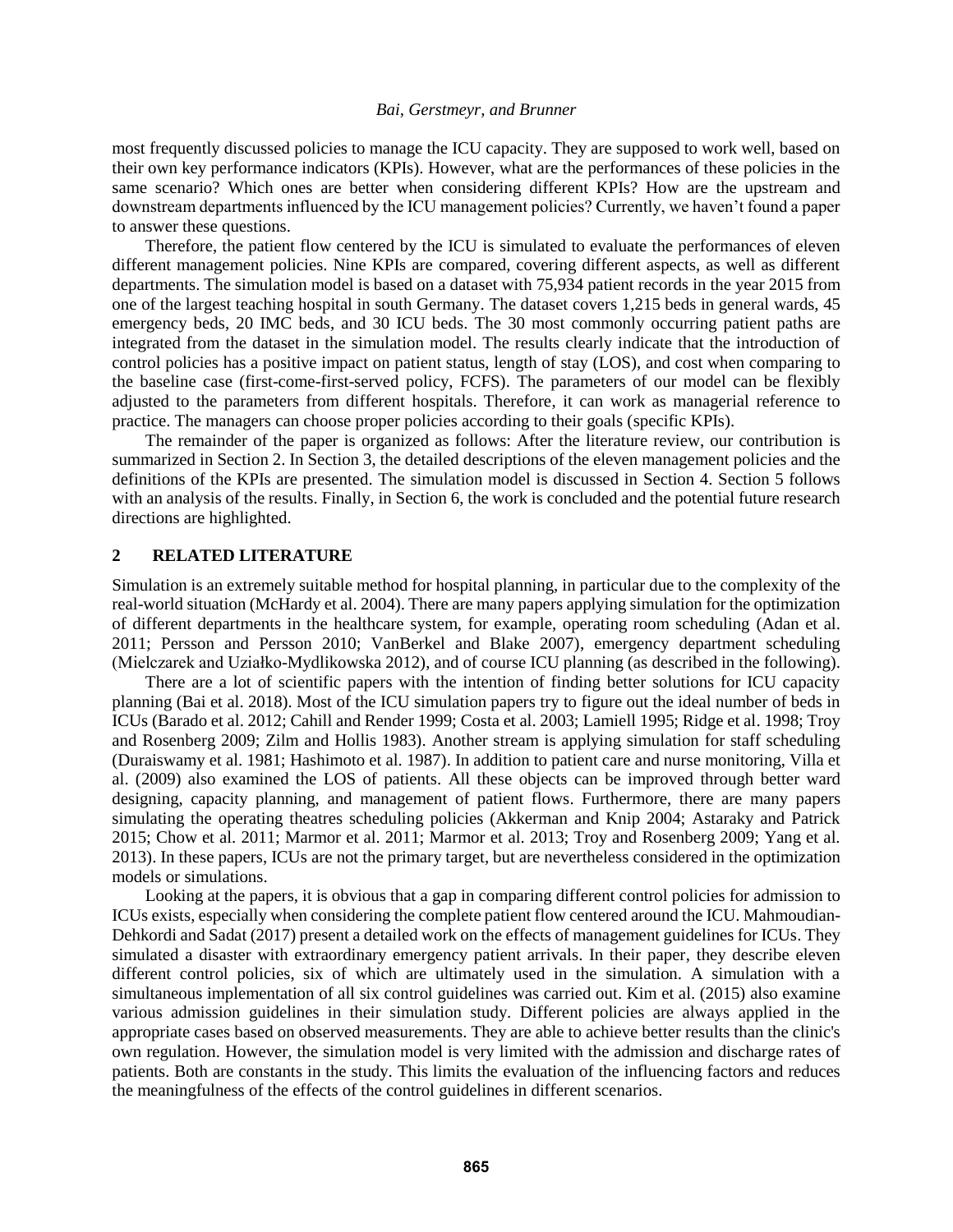most frequently discussed policies to manage the ICU capacity. They are supposed to work well, based on their own key performance indicators (KPIs). However, what are the performances of these policies in the same scenario? Which ones are better when considering different KPIs? How are the upstream and downstream departments influenced by the ICU management policies? Currently, we haven't found a paper to answer these questions.

Therefore, the patient flow centered by the ICU is simulated to evaluate the performances of eleven different management policies. Nine KPIs are compared, covering different aspects, as well as different departments. The simulation model is based on a dataset with 75,934 patient records in the year 2015 from one of the largest teaching hospital in south Germany. The dataset covers 1,215 beds in general wards, 45 emergency beds, 20 IMC beds, and 30 ICU beds. The 30 most commonly occurring patient paths are integrated from the dataset in the simulation model. The results clearly indicate that the introduction of control policies has a positive impact on patient status, length of stay (LOS), and cost when comparing to the baseline case (first-come-first-served policy, FCFS). The parameters of our model can be flexibly adjusted to the parameters from different hospitals. Therefore, it can work as managerial reference to practice. The managers can choose proper policies according to their goals (specific KPIs).

The remainder of the paper is organized as follows: After the literature review, our contribution is summarized in Section 2. In Section 3, the detailed descriptions of the eleven management policies and the definitions of the KPIs are presented. The simulation model is discussed in Section 4. Section 5 follows with an analysis of the results. Finally, in Section 6, the work is concluded and the potential future research directions are highlighted.

## 2 RELATED LITERATURE

Simulation is an extremely suitable method for hospital planning, in particular due to the complexity of the real-world situation (McHardy et al. 2004). There are many papers applying simulation for the optimization of different departments in the healthcare system, for example, operating room scheduling (Adan et al. 2011; Persson and Persson 2010; VanBerkel and Blake 2007), emergency department scheduling (Mielczarek and Uziałko-Mydlikowska 2012), and of course ICU planning (as described in the following).

There are a lot of scientific papers with the intention of finding better solutions for ICU capacity planning (Bai et al. 2018). Most of the ICU simulation papers try to figure out the ideal number of beds in ICUs (Barado et al. 2012; Cahill and Render 1999; Costa et al. 2003; Lamiell 1995; Ridge et al. 1998; Troy and Rosenberg 2009; Zilm and Hollis 1983). Another stream is applying simulation for staff scheduling (Duraiswamy et al. 1981; Hashimoto et al. 1987). In addition to patient care and nurse monitoring, Villa et al. (2009) also examined the LOS of patients. All these objects can be improved through better ward designing, capacity planning, and management of patient flows. Furthermore, there are many papers simulating the operating theatres scheduling policies (Akkerman and Knip 2004; Astaraky and Patrick 2015; Chow et al. 2011; Marmor et al. 2011; Marmor et al. 2013; Troy and Rosenberg 2009; Yang et al. 2013). In these papers, ICUs are not the primary target, but are nevertheless considered in the optimization models or simulations.

Looking at the papers, it is obvious that a gap in comparing different control policies for admission to ICUs exists, especially when considering the complete patient flow centered around the ICU. Mahmoudian-Dehkordi and Sadat (2017) present a detailed work on the effects of management guidelines for ICUs. They simulated a disaster with extraordinary emergency patient arrivals. In their paper, they describe eleven different control policies, six of which are ultimately used in the simulation. A simulation with a simultaneous implementation of all six control guidelines was carried out. Kim et al. (2015) also examine various admission guidelines in their simulation study. Different policies are always applied in the appropriate cases based on observed measurements. They are able to achieve better results than the clinic's own regulation. However, the simulation model is very limited with the admission and discharge rates of patients. Both are constants in the study. This limits the evaluation of the influencing factors and reduces the meaningfulness of the effects of the control guidelines in different scenarios.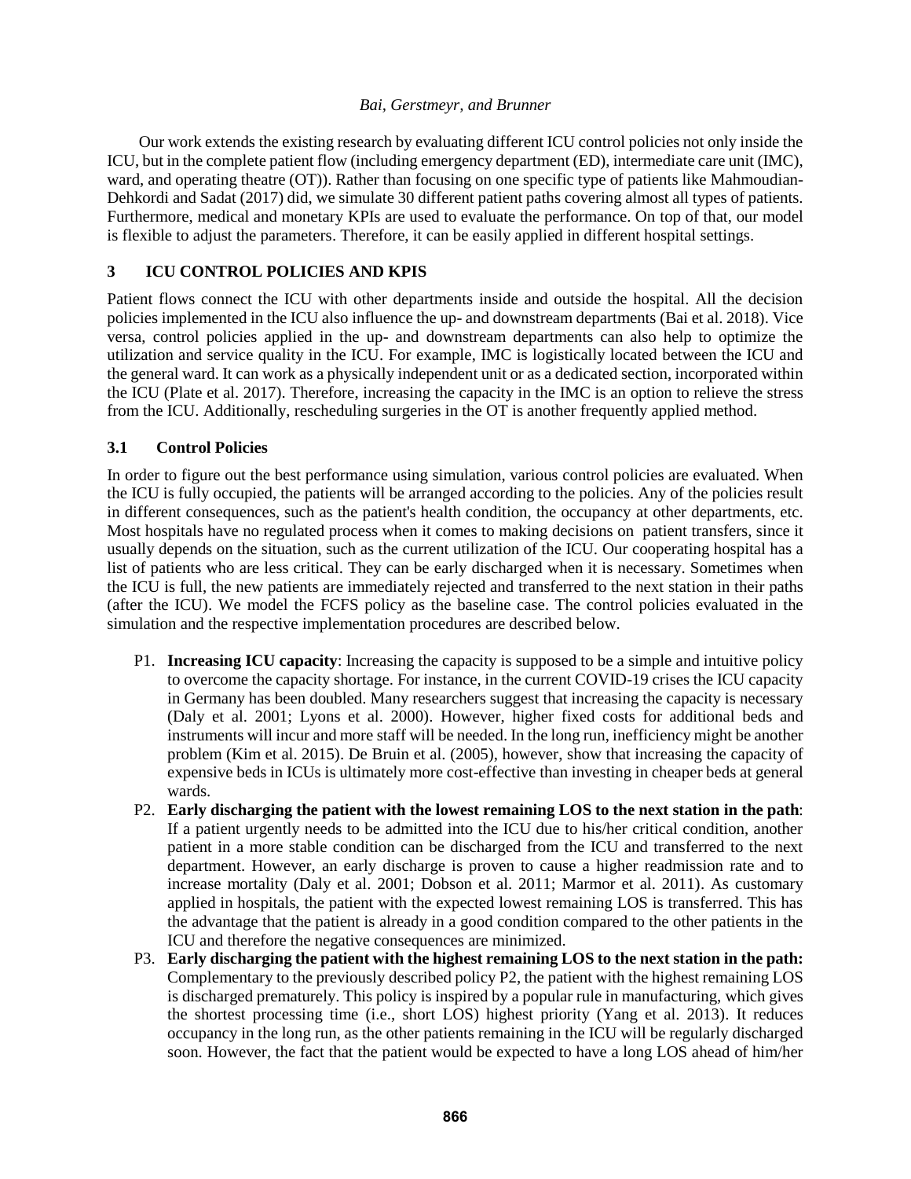Our work extends the existing research by evaluating different ICU control policies not only inside the ICU, but in the complete patient flow (including emergency department (ED), intermediate care unit (IMC), ward, and operating theatre (OT)). Rather than focusing on one specific type of patients like Mahmoudian-Dehkordi and Sadat (2017) did, we simulate 30 different patient paths covering almost all types of patients. Furthermore, medical and monetary KPIs are used to evaluate the performance. On top of that, our model is flexible to adjust the parameters. Therefore, it can be easily applied in different hospital settings.

## 3 ICU CONTROL POLICIES AND KPIS

Patient flows connect the ICU with other departments inside and outside the hospital. All the decision policies implemented in the ICU also influence the up- and downstream departments (Bai et al. 2018). Vice versa, control policies applied in the up- and downstream departments can also help to optimize the utilization and service quality in the ICU. For example, IMC is logistically located between the ICU and the general ward. It can work as a physically independent unit or as a dedicated section, incorporated within the ICU (Plate et al. 2017). Therefore, increasing the capacity in the IMC is an option to relieve the stress from the ICU. Additionally, rescheduling surgeries in the OT is another frequently applied method.

### 3.1 Control Policies

In order to figure out the best performance using simulation, various control policies are evaluated. When the ICU is fully occupied, the patients will be arranged according to the policies. Any of the policies result in different consequences, such as the patient's health condition, the occupancy at other departments, etc. Most hospitals have no regulated process when it comes to making decisions on patient transfers, since it usually depends on the situation, such as the current utilization of the ICU. Our cooperating hospital has a list of patients who are less critical. They can be early discharged when it is necessary. Sometimes when the ICU is full, the new patients are immediately rejected and transferred to the next station in their paths (after the ICU). We model the FCFS policy as the baseline case. The control policies evaluated in the simulation and the respective implementation procedures are described below.

- P1. **Increasing ICU capacity**: Increasing the capacity is supposed to be a simple and intuitive policy to overcome the capacity shortage. For instance, in the current COVID-19 crises the ICU capacity in Germany has been doubled. Many researchers suggest that increasing the capacity is necessary (Daly et al. 2001; Lyons et al. 2000). However, higher fixed costs for additional beds and instruments will incur and more staff will be needed. In the long run, inefficiency might be another problem (Kim et al. 2015). De Bruin et al. (2005), however, show that increasing the capacity of expensive beds in ICUs is ultimately more cost-effective than investing in cheaper beds at general wards.
- P2. **Early discharging the patient with the lowest remaining LOS to the next station in the path**: If a patient urgently needs to be admitted into the ICU due to his/her critical condition, another patient in a more stable condition can be discharged from the ICU and transferred to the next department. However, an early discharge is proven to cause a higher readmission rate and to increase mortality (Daly et al. 2001; Dobson et al. 2011; Marmor et al. 2011). As customary applied in hospitals, the patient with the expected lowest remaining LOS is transferred. This has the advantage that the patient is already in a good condition compared to the other patients in the ICU and therefore the negative consequences are minimized.
- P3. **Early discharging the patient with the highest remaining LOS to the next station in the path:** Complementary to the previously described policy P2, the patient with the highest remaining LOS is discharged prematurely. This policy is inspired by a popular rule in manufacturing, which gives the shortest processing time (i.e., short LOS) highest priority (Yang et al. 2013). It reduces occupancy in the long run, as the other patients remaining in the ICU will be regularly discharged soon. However, the fact that the patient would be expected to have a long LOS ahead of him/her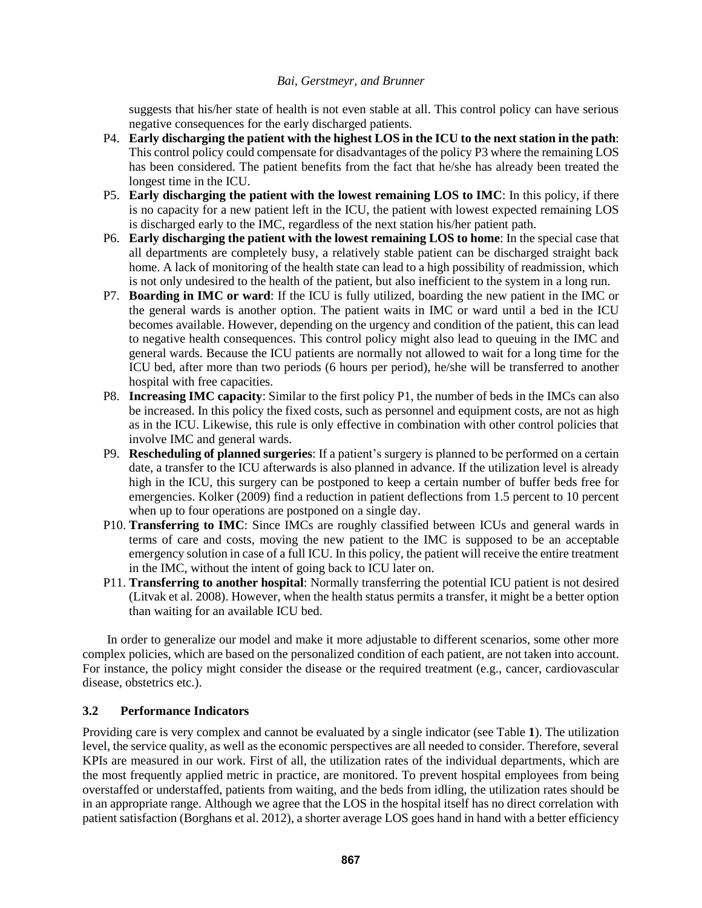suggests that his/her state of health is not even stable at all. This control policy can have serious negative consequences for the early discharged patients.

P4. **Early discharging the patient with the highest LOS in the ICU to the next station in the path**: This control policy could compensate for disadvantages of the policy P3 where the remaining LOS has been considered. The patient benefits from the fact that he/she has already been treated the longest time in the ICU.

P5. **Early discharging the patient with the lowest remaining LOS to IMC**: In this policy, if there is no capacity for a new patient left in the ICU, the patient with lowest expected remaining LOS is discharged early to the IMC, regardless of the next station his/her patient path.

P6. **Early discharging the patient with the lowest remaining LOS to home**: In the special case that all departments are completely busy, a relatively stable patient can be discharged straight back home. A lack of monitoring of the health state can lead to a high possibility of readmission, which is not only undesired to the health of the patient, but also inefficient to the system in a long run.

P7. **Boarding in IMC or ward**: If the ICU is fully utilized, boarding the new patient in the IMC or the general wards is another option. The patient waits in IMC or ward until a bed in the ICU becomes available. However, depending on the urgency and condition of the patient, this can lead to negative health consequences. This control policy might also lead to queuing in the IMC and general wards. Because the ICU patients are normally not allowed to wait for a long time for the ICU bed, after more than two periods (6 hours per period), he/she will be transferred to another hospital with free capacities.

P8. **Increasing IMC capacity**: Similar to the first policy P1, the number of beds in the IMCs can also be increased. In this policy the fixed costs, such as personnel and equipment costs, are not as high as in the ICU. Likewise, this rule is only effective in combination with other control policies that involve IMC and general wards.

P9. **Rescheduling of planned surgeries**: If a patient's surgery is planned to be performed on a certain date, a transfer to the ICU afterwards is also planned in advance. If the utilization level is already high in the ICU, this surgery can be postponed to keep a certain number of buffer beds free for emergencies. Kolker (2009) find a reduction in patient deflections from 1.5 percent to 10 percent when up to four operations are postponed on a single day.

P10. **Transferring to IMC**: Since IMCs are roughly classified between ICUs and general wards in terms of care and costs, moving the new patient to the IMC is supposed to be an acceptable emergency solution in case of a full ICU. In this policy, the patient will receive the entire treatment in the IMC, without the intent of going back to ICU later on.

P11. **Transferring to another hospital**: Normally transferring the potential ICU patient is not desired (Litvak et al. 2008). However, when the health status permits a transfer, it might be a better option than waiting for an available ICU bed.

In order to generalize our model and make it more adjustable to different scenarios, some other more complex policies, which are based on the personalized condition of each patient, are not taken into account. For instance, the policy might consider the disease or the required treatment (e.g., cancer, cardiovascular disease, obstetrics etc.).

### 3.2 Performance Indicators

Providing care is very complex and cannot be evaluated by a single indicator (see Table **1**). The utilization level, the service quality, as well as the economic perspectives are all needed to consider. Therefore, several KPIs are measured in our work. First of all, the utilization rates of the individual departments, which are the most frequently applied metric in practice, are monitored. To prevent hospital employees from being overstaffed or understaffed, patients from waiting, and the beds from idling, the utilization rates should be in an appropriate range. Although we agree that the LOS in the hospital itself has no direct correlation with patient satisfaction (Borghans et al. 2012), a shorter average LOS goes hand in hand with a better efficiency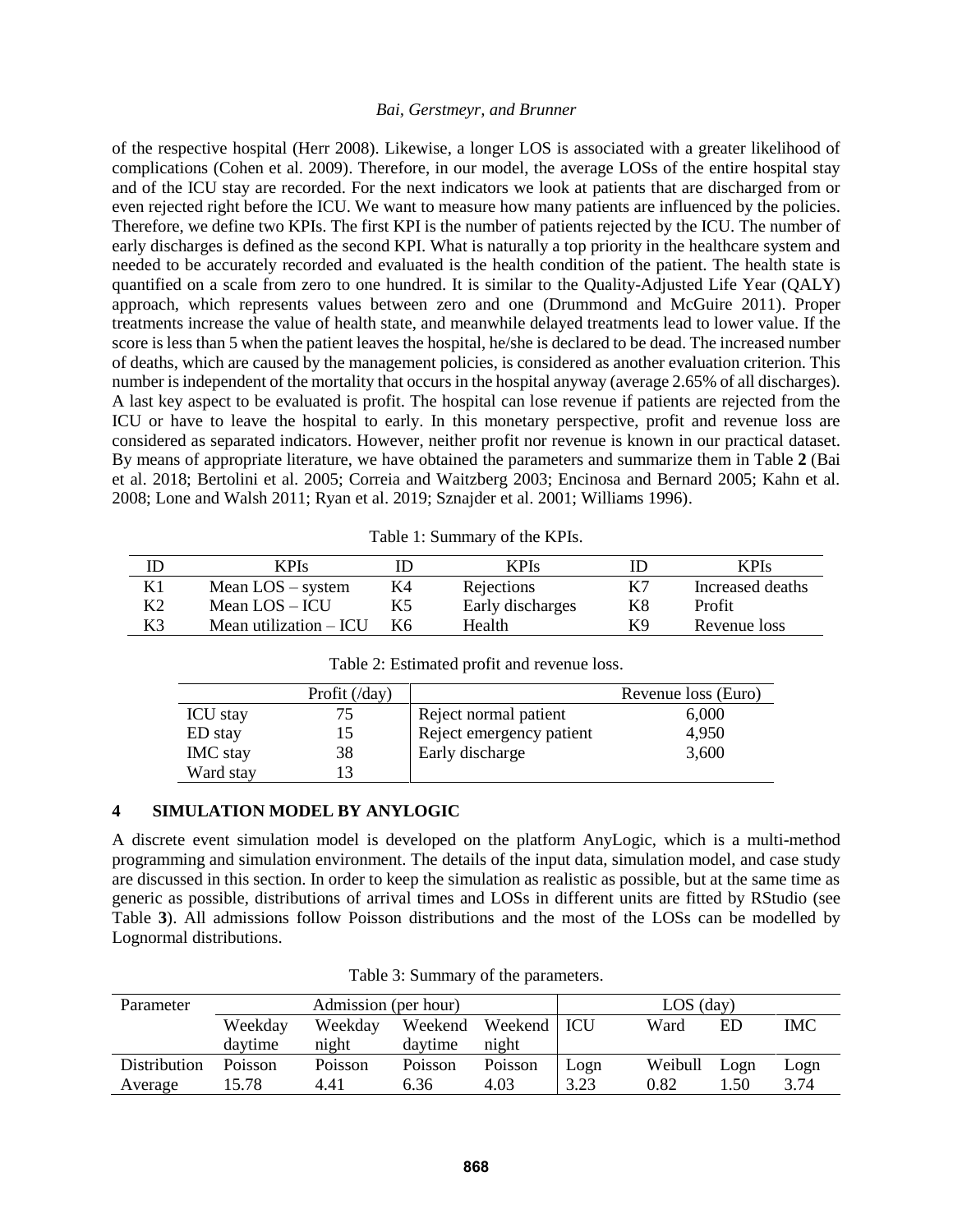of the respective hospital (Herr 2008). Likewise, a longer LOS is associated with a greater likelihood of complications (Cohen et al. 2009). Therefore, in our model, the average LOSs of the entire hospital stay and of the ICU stay are recorded. For the next indicators we look at patients that are discharged from or even rejected right before the ICU. We want to measure how many patients are influenced by the policies. Therefore, we define two KPIs. The first KPI is the number of patients rejected by the ICU. The number of early discharges is defined as the second KPI. What is naturally a top priority in the healthcare system and needed to be accurately recorded and evaluated is the health condition of the patient. The health state is quantified on a scale from zero to one hundred. It is similar to the Quality-Adjusted Life Year (QALY) approach, which represents values between zero and one (Drummond and McGuire 2011). Proper treatments increase the value of health state, and meanwhile delayed treatments lead to lower value. If the score is less than 5 when the patient leaves the hospital, he/she is declared to be dead. The increased number of deaths, which are caused by the management policies, is considered as another evaluation criterion. This number is independent of the mortality that occurs in the hospital anyway (average 2.65% of all discharges). A last key aspect to be evaluated is profit. The hospital can lose revenue if patients are rejected from the ICU or have to leave the hospital to early. In this monetary perspective, profit and revenue loss are considered as separated indicators. However, neither profit nor revenue is known in our practical dataset. By means of appropriate literature, we have obtained the parameters and summarize them in Table **2** (Bai et al. 2018; Bertolini et al. 2005; Correia and Waitzberg 2003; Encinosa and Bernard 2005; Kahn et al. 2008; Lone and Walsh 2011; Ryan et al. 2019; Sznajder et al. 2001; Williams 1996).

Table 1: Summary of the KPIs.

| ID | KPIs | ID | KPIs | ID | KPIs |
|---|---|---|---|---|---|
| K1 | Mean LOS – system | K4 | Rejections | K7 | Increased deaths |
| K2 | Mean LOS – ICU | K5 | Early discharges | K8 | Profit |
| K3 | Mean utilization – ICU | K6 | Health | K9 | Revenue loss |

Table 2: Estimated profit and revenue loss.

| | Profit (/day) | | Revenue loss (Euro) |
|---|---|---|---|
| ICU stay | 75 | Reject normal patient | 6,000 |
| ED stay | 15 | Reject emergency patient | 4,950 |
| IMC stay | 38 | Early discharge | 3,600 |
| Ward stay | 13 | | |

## 4 SIMULATION MODEL BY ANYLOGIC

A discrete event simulation model is developed on the platform AnyLogic, which is a multi-method programming and simulation environment. The details of the input data, simulation model, and case study are discussed in this section. In order to keep the simulation as realistic as possible, but at the same time as generic as possible, distributions of arrival times and LOSs in different units are fitted by RStudio (see Table **3**). All admissions follow Poisson distributions and the most of the LOSs can be modelled by Lognormal distributions.

Table 3: Summary of the parameters.

| Parameter | Admission (per hour) | | | | LOS (day) | | | |
|---|---|---|---|---|---|---|---|---|
| | Weekday daytime | Weekday night | Weekend daytime | Weekend night | ICU | Ward | ED | IMC |
| Distribution | Poisson | Poisson | Poisson | Poisson | Logn | Weibull | Logn | Logn |
| Average | 15.78 | 4.41 | 6.36 | 4.03 | 3.23 | 0.82 | 1.50 | 3.74 |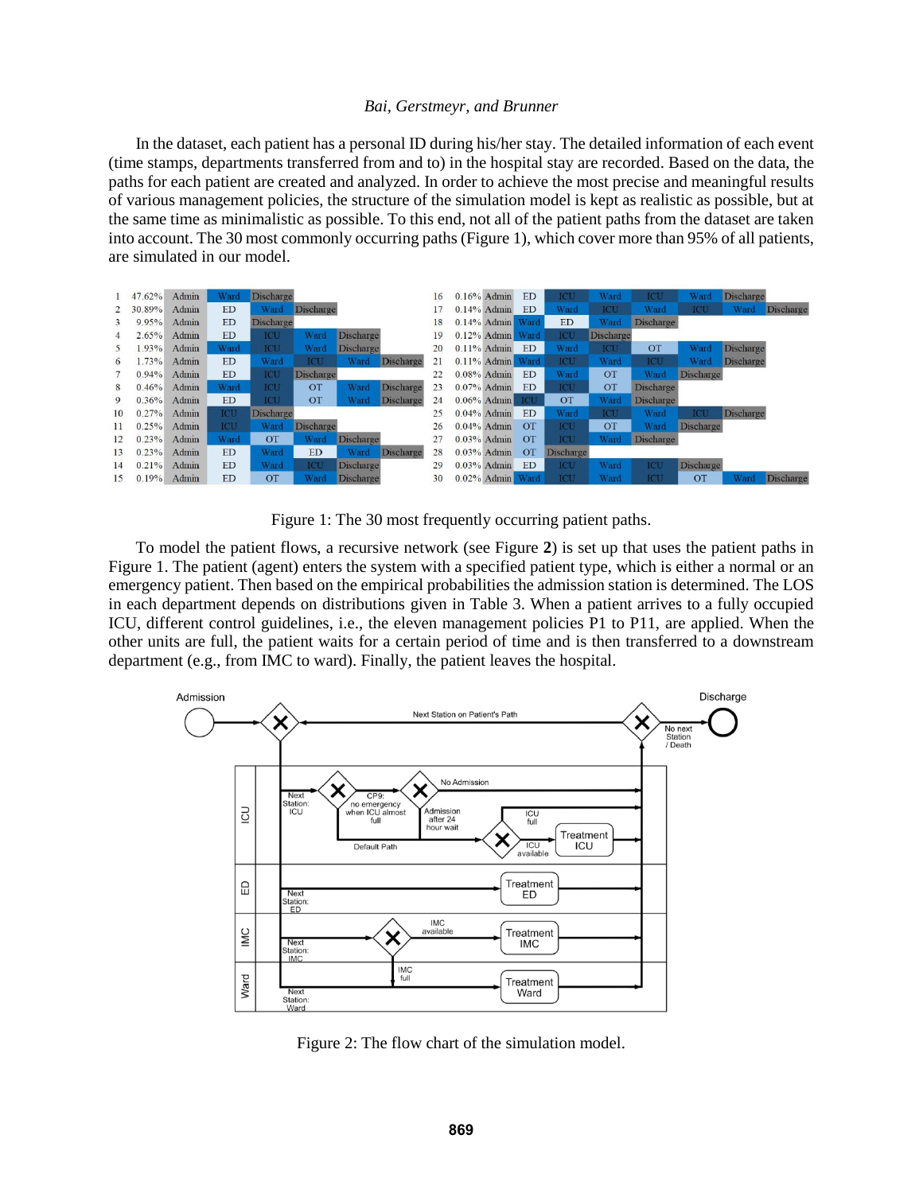In the dataset, each patient has a personal ID during his/her stay. The detailed information of each event (time stamps, departments transferred from and to) in the hospital stay are recorded. Based on the data, the paths for each patient are created and analyzed. In order to achieve the most precise and meaningful results of various management policies, the structure of the simulation model is kept as realistic as possible, but at the same time as minimalistic as possible. To this end, not all of the patient paths from the dataset are taken into account. The 30 most commonly occurring paths (Figure 1), which cover more than 95% of all patients, are simulated in our model.

| # | % | | | | | | | | |
|---|---|---|---|---|---|---|---|---|---|
| 1 | 47.62% | Admin | Ward | Discharge | | | | | |
| 2 | 30.89% | Admin | ED | Ward | Discharge | | | | |
| 3 | 9.95% | Admin | ED | Discharge | | | | | |
| 4 | 2.65% | Admin | ED | ICU | Ward | Discharge | | | |
| 5 | 1.93% | Admin | Ward | ICU | Ward | Discharge | | | |
| 6 | 1.73% | Admin | ED | Ward | ICU | Ward | Discharge | | |
| 7 | 0.94% | Admin | ED | ICU | Discharge | | | | |
| 8 | 0.46% | Admin | Ward | ICU | OT | Ward | Discharge | | |
| 9 | 0.36% | Admin | ED | ICU | OT | Ward | Discharge | | |
| 10 | 0.27% | Admin | ICU | Discharge | | | | | |
| 11 | 0.25% | Admin | ICU | Ward | Discharge | | | | |
| 12 | 0.23% | Admin | Ward | OT | Ward | Discharge | | | |
| 13 | 0.23% | Admin | ED | Ward | ED | Ward | Discharge | | |
| 14 | 0.21% | Admin | ED | Ward | ICU | Discharge | | | |
| 15 | 0.19% | Admin | ED | OT | Ward | Discharge | | | |
| 16 | 0.16% | Admin | ED | ICU | Ward | ICU | Ward | Discharge | |
| 17 | 0.14% | Admin | ED | Ward | ICU | Ward | ICU | Ward | Discharge |
| 18 | 0.14% | Admin | Ward | ED | Ward | Discharge | | | |
| 19 | 0.12% | Admin | Ward | ICU | Discharge | | | | |
| 20 | 0.11% | Admin | ED | Ward | ICU | OT | Ward | Discharge | |
| 21 | 0.11% | Admin | Ward | ICU | Ward | ICU | Ward | Discharge | |
| 22 | 0.08% | Admin | ED | Ward | OT | Ward | Discharge | | |
| 23 | 0.07% | Admin | ED | ICU | OT | Discharge | | | |
| 24 | 0.06% | Admin | ICU | OT | Ward | Discharge | | | |
| 25 | 0.04% | Admin | ED | Ward | ICU | Ward | ICU | Discharge | |
| 26 | 0.04% | Admin | OT | ICU | OT | Ward | Discharge | | |
| 27 | 0.03% | Admin | OT | ICU | Ward | Discharge | | | |
| 28 | 0.03% | Admin | OT | Discharge | | | | | |
| 29 | 0.03% | Admin | ED | ICU | Ward | ICU | Discharge | | |
| 30 | 0.02% | Admin | Ward | ICU | Ward | ICU | OT | Ward | Discharge |

Figure 1: The 30 most frequently occurring patient paths.

To model the patient flows, a recursive network (see Figure **2**) is set up that uses the patient paths in Figure 1. The patient (agent) enters the system with a specified patient type, which is either a normal or an emergency patient. Then based on the empirical probabilities the admission station is determined. The LOS in each department depends on distributions given in Table 3. When a patient arrives to a fully occupied ICU, different control guidelines, i.e., the eleven management policies P1 to P11, are applied. When the other units are full, the patient waits for a certain period of time and is then transferred to a downstream department (e.g., from IMC to ward). Finally, the patient leaves the hospital.

Figure 2: The flow chart of the simulation model.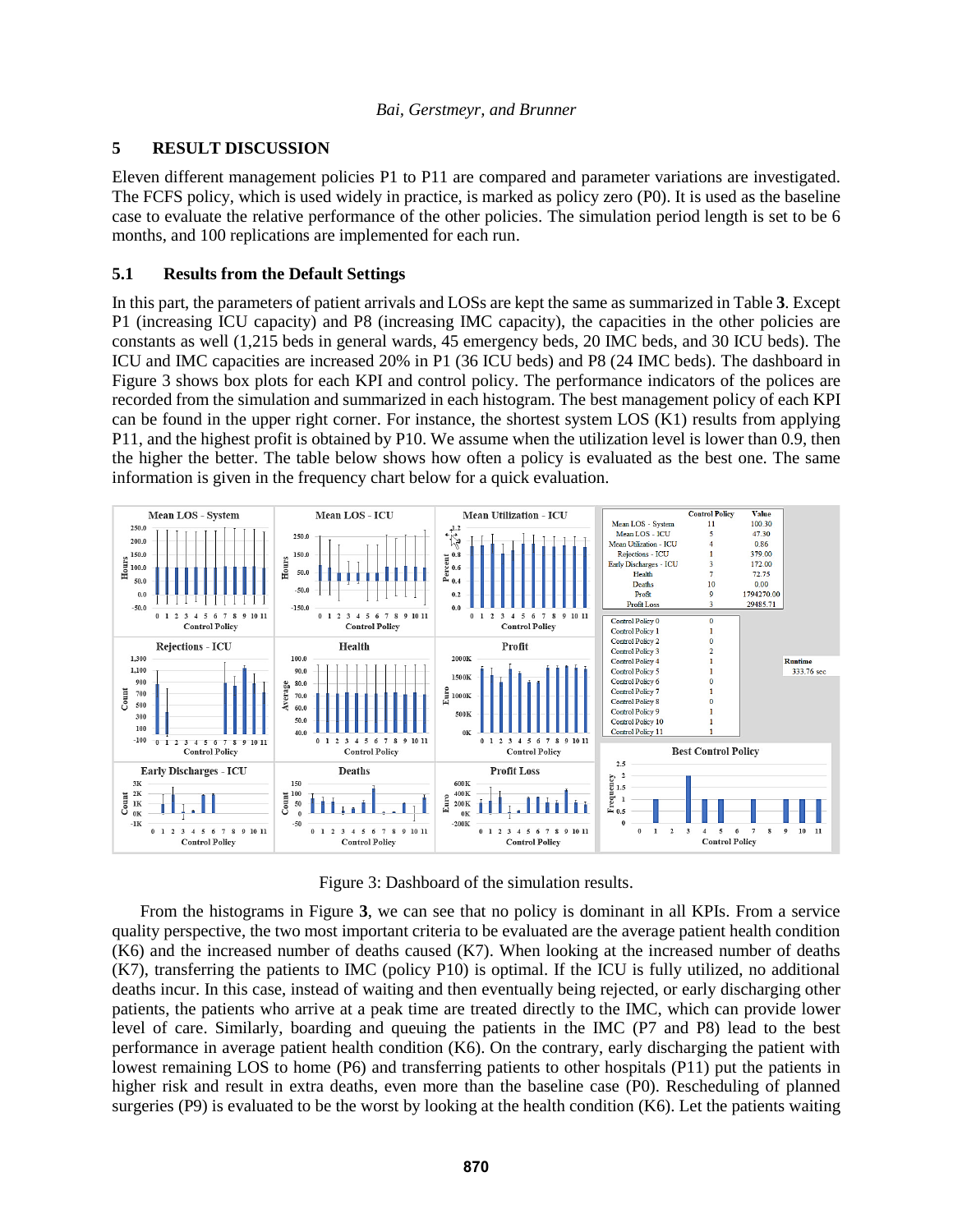## 5 RESULT DISCUSSION

Eleven different management policies P1 to P11 are compared and parameter variations are investigated. The FCFS policy, which is used widely in practice, is marked as policy zero (P0). It is used as the baseline case to evaluate the relative performance of the other policies. The simulation period length is set to be 6 months, and 100 replications are implemented for each run.

### 5.1 Results from the Default Settings

In this part, the parameters of patient arrivals and LOSs are kept the same as summarized in Table **3**. Except P1 (increasing ICU capacity) and P8 (increasing IMC capacity), the capacities in the other policies are constants as well (1,215 beds in general wards, 45 emergency beds, 20 IMC beds, and 30 ICU beds). The ICU and IMC capacities are increased 20% in P1 (36 ICU beds) and P8 (24 IMC beds). The dashboard in Figure 3 shows box plots for each KPI and control policy. The performance indicators of the polices are recorded from the simulation and summarized in each histogram. The best management policy of each KPI can be found in the upper right corner. For instance, the shortest system LOS (K1) results from applying P11, and the highest profit is obtained by P10. We assume when the utilization level is lower than 0.9, then the higher the better. The table below shows how often a policy is evaluated as the best one. The same information is given in the frequency chart below for a quick evaluation.

Figure 3: Dashboard of the simulation results.

From the histograms in Figure **3**, we can see that no policy is dominant in all KPIs. From a service quality perspective, the two most important criteria to be evaluated are the average patient health condition (K6) and the increased number of deaths caused (K7). When looking at the increased number of deaths (K7), transferring the patients to IMC (policy P10) is optimal. If the ICU is fully utilized, no additional deaths incur. In this case, instead of waiting and then eventually being rejected, or early discharging other patients, the patients who arrive at a peak time are treated directly to the IMC, which can provide lower level of care. Similarly, boarding and queuing the patients in the IMC (P7 and P8) lead to the best performance in average patient health condition (K6). On the contrary, early discharging the patient with lowest remaining LOS to home (P6) and transferring patients to other hospitals (P11) put the patients in higher risk and result in extra deaths, even more than the baseline case (P0). Rescheduling of planned surgeries (P9) is evaluated to be the worst by looking at the health condition (K6). Let the patients waiting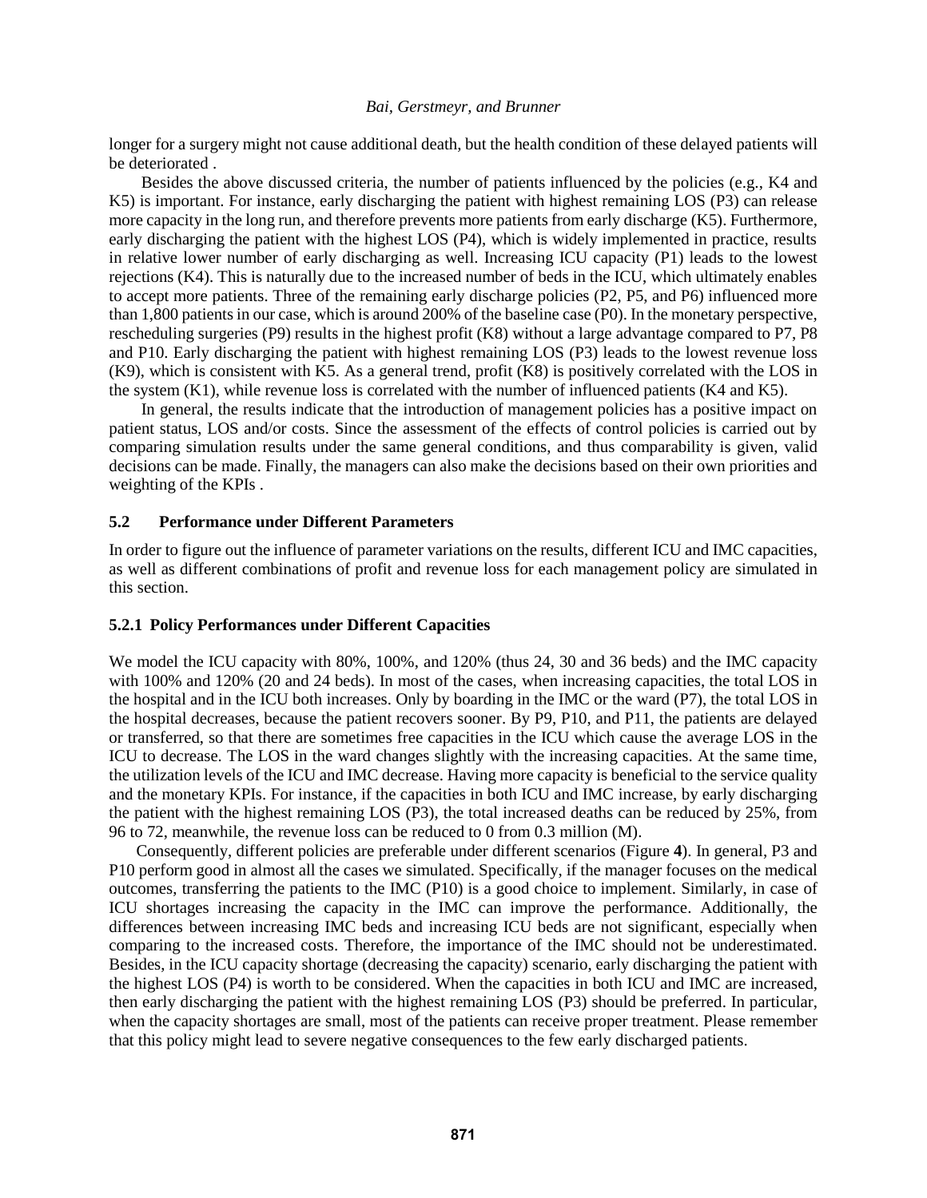longer for a surgery might not cause additional death, but the health condition of these delayed patients will be deteriorated .

Besides the above discussed criteria, the number of patients influenced by the policies (e.g., K4 and K5) is important. For instance, early discharging the patient with highest remaining LOS (P3) can release more capacity in the long run, and therefore prevents more patients from early discharge (K5). Furthermore, early discharging the patient with the highest LOS (P4), which is widely implemented in practice, results in relative lower number of early discharging as well. Increasing ICU capacity (P1) leads to the lowest rejections (K4). This is naturally due to the increased number of beds in the ICU, which ultimately enables to accept more patients. Three of the remaining early discharge policies (P2, P5, and P6) influenced more than 1,800 patients in our case, which is around 200% of the baseline case (P0). In the monetary perspective, rescheduling surgeries (P9) results in the highest profit (K8) without a large advantage compared to P7, P8 and P10. Early discharging the patient with highest remaining LOS (P3) leads to the lowest revenue loss (K9), which is consistent with K5. As a general trend, profit (K8) is positively correlated with the LOS in the system (K1), while revenue loss is correlated with the number of influenced patients (K4 and K5).

In general, the results indicate that the introduction of management policies has a positive impact on patient status, LOS and/or costs. Since the assessment of the effects of control policies is carried out by comparing simulation results under the same general conditions, and thus comparability is given, valid decisions can be made. Finally, the managers can also make the decisions based on their own priorities and weighting of the KPIs .

## 5.2 Performance under Different Parameters

In order to figure out the influence of parameter variations on the results, different ICU and IMC capacities, as well as different combinations of profit and revenue loss for each management policy are simulated in this section.

### 5.2.1 Policy Performances under Different Capacities

We model the ICU capacity with 80%, 100%, and 120% (thus 24, 30 and 36 beds) and the IMC capacity with 100% and 120% (20 and 24 beds). In most of the cases, when increasing capacities, the total LOS in the hospital and in the ICU both increases. Only by boarding in the IMC or the ward (P7), the total LOS in the hospital decreases, because the patient recovers sooner. By P9, P10, and P11, the patients are delayed or transferred, so that there are sometimes free capacities in the ICU which cause the average LOS in the ICU to decrease. The LOS in the ward changes slightly with the increasing capacities. At the same time, the utilization levels of the ICU and IMC decrease. Having more capacity is beneficial to the service quality and the monetary KPIs. For instance, if the capacities in both ICU and IMC increase, by early discharging the patient with the highest remaining LOS (P3), the total increased deaths can be reduced by 25%, from 96 to 72, meanwhile, the revenue loss can be reduced to 0 from 0.3 million (M).

Consequently, different policies are preferable under different scenarios (Figure **4**). In general, P3 and P10 perform good in almost all the cases we simulated. Specifically, if the manager focuses on the medical outcomes, transferring the patients to the IMC (P10) is a good choice to implement. Similarly, in case of ICU shortages increasing the capacity in the IMC can improve the performance. Additionally, the differences between increasing IMC beds and increasing ICU beds are not significant, especially when comparing to the increased costs. Therefore, the importance of the IMC should not be underestimated. Besides, in the ICU capacity shortage (decreasing the capacity) scenario, early discharging the patient with the highest LOS (P4) is worth to be considered. When the capacities in both ICU and IMC are increased, then early discharging the patient with the highest remaining LOS (P3) should be preferred. In particular, when the capacity shortages are small, most of the patients can receive proper treatment. Please remember that this policy might lead to severe negative consequences to the few early discharged patients.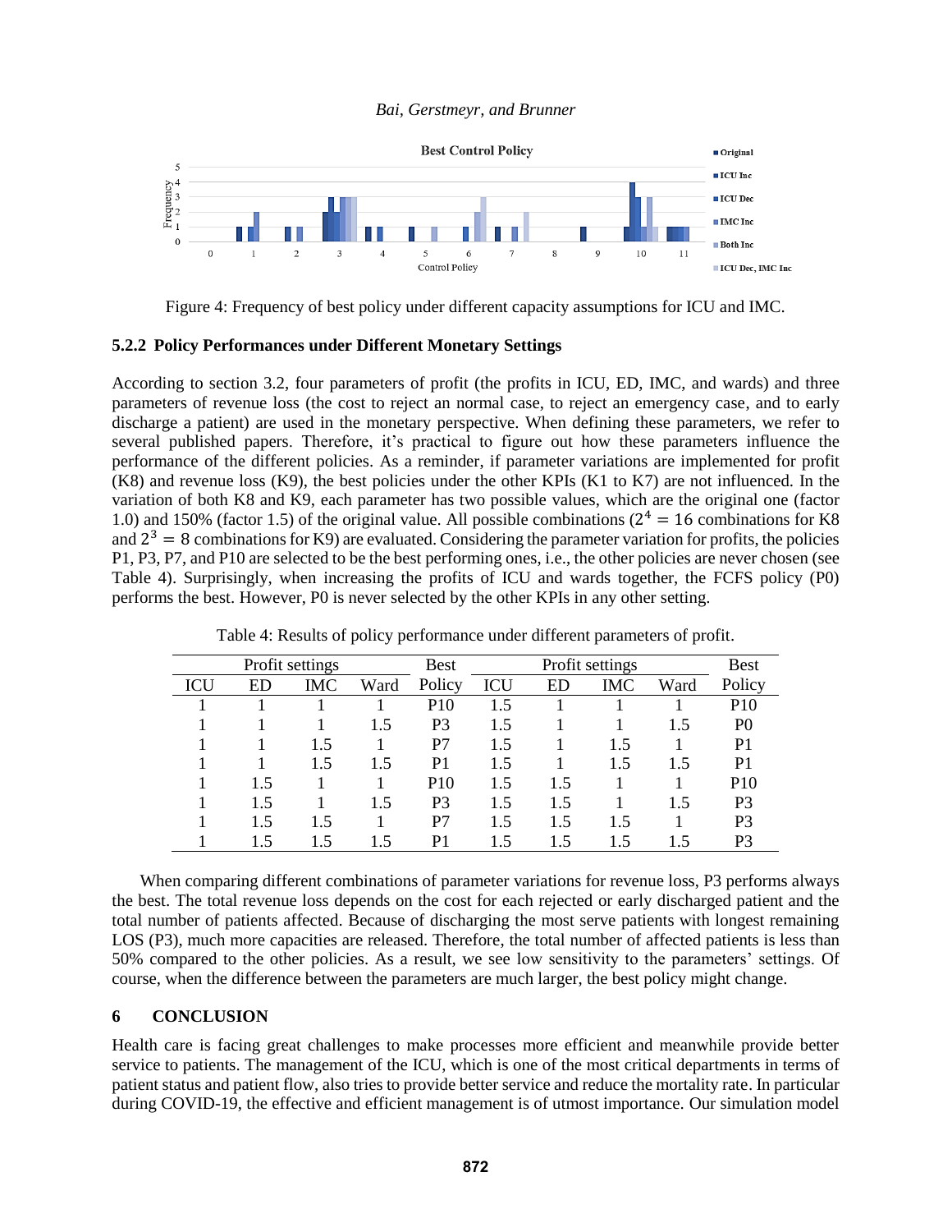Figure 4: Frequency of best policy under different capacity assumptions for ICU and IMC.

### 5.2.2 Policy Performances under Different Monetary Settings

According to section 3.2, four parameters of profit (the profits in ICU, ED, IMC, and wards) and three parameters of revenue loss (the cost to reject an normal case, to reject an emergency case, and to early discharge a patient) are used in the monetary perspective. When defining these parameters, we refer to several published papers. Therefore, it's practical to figure out how these parameters influence the performance of the different policies. As a reminder, if parameter variations are implemented for profit (K8) and revenue loss (K9), the best policies under the other KPIs (K1 to K7) are not influenced. In the variation of both K8 and K9, each parameter has two possible values, which are the original one (factor 1.0) and 150% (factor 1.5) of the original value. All possible combinations ($2^4 = 16$ combinations for K8 and $2^3 = 8$ combinations for K9) are evaluated. Considering the parameter variation for profits, the policies P1, P3, P7, and P10 are selected to be the best performing ones, i.e., the other policies are never chosen (see Table 4). Surprisingly, when increasing the profits of ICU and wards together, the FCFS policy (P0) performs the best. However, P0 is never selected by the other KPIs in any other setting.

Table 4: Results of policy performance under different parameters of profit.

| Profit settings | | | | Best | Profit settings | | | | Best |
|---|---|---|---|---|---|---|---|---|---|
| ICU | ED | IMC | Ward | Policy | ICU | ED | IMC | Ward | Policy |
| 1 | 1 | 1 | 1 | P10 | 1.5 | 1 | 1 | 1 | P10 |
| 1 | 1 | 1 | 1.5 | P3 | 1.5 | 1 | 1 | 1.5 | P0 |
| 1 | 1 | 1.5 | 1 | P7 | 1.5 | 1 | 1.5 | 1 | P1 |
| 1 | 1 | 1.5 | 1.5 | P1 | 1.5 | 1 | 1.5 | 1.5 | P1 |
| 1 | 1.5 | 1 | 1 | P10 | 1.5 | 1.5 | 1 | 1 | P10 |
| 1 | 1.5 | 1 | 1.5 | P3 | 1.5 | 1.5 | 1 | 1.5 | P3 |
| 1 | 1.5 | 1.5 | 1 | P7 | 1.5 | 1.5 | 1.5 | 1 | P3 |
| 1 | 1.5 | 1.5 | 1.5 | P1 | 1.5 | 1.5 | 1.5 | 1.5 | P3 |

When comparing different combinations of parameter variations for revenue loss, P3 performs always the best. The total revenue loss depends on the cost for each rejected or early discharged patient and the total number of patients affected. Because of discharging the most serve patients with longest remaining LOS (P3), much more capacities are released. Therefore, the total number of affected patients is less than 50% compared to the other policies. As a result, we see low sensitivity to the parameters' settings. Of course, when the difference between the parameters are much larger, the best policy might change.

## 6 CONCLUSION

Health care is facing great challenges to make processes more efficient and meanwhile provide better service to patients. The management of the ICU, which is one of the most critical departments in terms of patient status and patient flow, also tries to provide better service and reduce the mortality rate. In particular during COVID-19, the effective and efficient management is of utmost importance. Our simulation model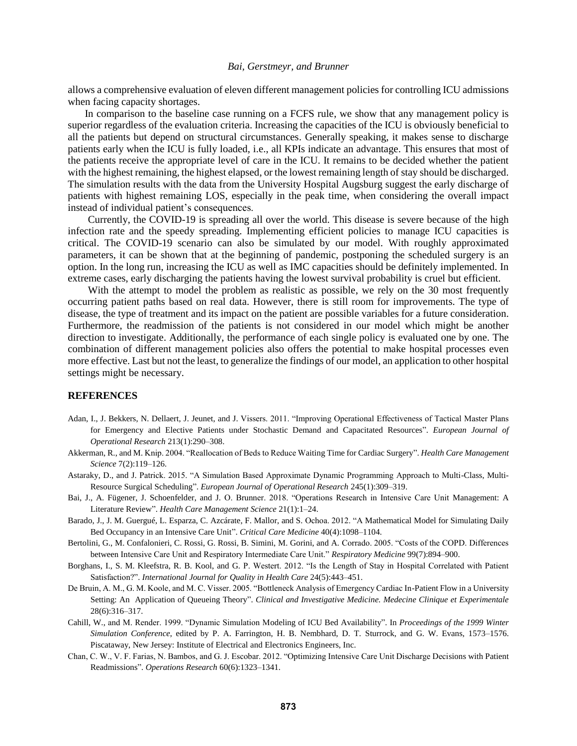allows a comprehensive evaluation of eleven different management policies for controlling ICU admissions when facing capacity shortages.

In comparison to the baseline case running on a FCFS rule, we show that any management policy is superior regardless of the evaluation criteria. Increasing the capacities of the ICU is obviously beneficial to all the patients but depend on structural circumstances. Generally speaking, it makes sense to discharge patients early when the ICU is fully loaded, i.e., all KPIs indicate an advantage. This ensures that most of the patients receive the appropriate level of care in the ICU. It remains to be decided whether the patient with the highest remaining, the highest elapsed, or the lowest remaining length of stay should be discharged. The simulation results with the data from the University Hospital Augsburg suggest the early discharge of patients with highest remaining LOS, especially in the peak time, when considering the overall impact instead of individual patient's consequences.

Currently, the COVID-19 is spreading all over the world. This disease is severe because of the high infection rate and the speedy spreading. Implementing efficient policies to manage ICU capacities is critical. The COVID-19 scenario can also be simulated by our model. With roughly approximated parameters, it can be shown that at the beginning of pandemic, postponing the scheduled surgery is an option. In the long run, increasing the ICU as well as IMC capacities should be definitely implemented. In extreme cases, early discharging the patients having the lowest survival probability is cruel but efficient.

With the attempt to model the problem as realistic as possible, we rely on the 30 most frequently occurring patient paths based on real data. However, there is still room for improvements. The type of disease, the type of treatment and its impact on the patient are possible variables for a future consideration. Furthermore, the readmission of the patients is not considered in our model which might be another direction to investigate. Additionally, the performance of each single policy is evaluated one by one. The combination of different management policies also offers the potential to make hospital processes even more effective. Last but not the least, to generalize the findings of our model, an application to other hospital settings might be necessary.

## REFERENCES

Adan, I., J. Bekkers, N. Dellaert, J. Jeunet, and J. Vissers. 2011. "Improving Operational Effectiveness of Tactical Master Plans for Emergency and Elective Patients under Stochastic Demand and Capacitated Resources". *European Journal of Operational Research* 213(1):290–308.

Akkerman, R., and M. Knip. 2004. "Reallocation of Beds to Reduce Waiting Time for Cardiac Surgery". *Health Care Management Science* 7(2):119–126.

Astaraky, D., and J. Patrick. 2015. "A Simulation Based Approximate Dynamic Programming Approach to Multi-Class, Multi-Resource Surgical Scheduling". *European Journal of Operational Research* 245(1):309–319.

Bai, J., A. Fügener, J. Schoenfelder, and J. O. Brunner. 2018. "Operations Research in Intensive Care Unit Management: A Literature Review". *Health Care Management Science* 21(1):1–24.

Barado, J., J. M. Guergué, L. Esparza, C. Azcárate, F. Mallor, and S. Ochoa. 2012. "A Mathematical Model for Simulating Daily Bed Occupancy in an Intensive Care Unit". *Critical Care Medicine* 40(4):1098–1104.

Bertolini, G., M. Confalonieri, C. Rossi, G. Rossi, B. Simini, M. Gorini, and A. Corrado. 2005. "Costs of the COPD. Differences between Intensive Care Unit and Respiratory Intermediate Care Unit." *Respiratory Medicine* 99(7):894–900.

Borghans, I., S. M. Kleefstra, R. B. Kool, and G. P. Westert. 2012. "Is the Length of Stay in Hospital Correlated with Patient Satisfaction?". *International Journal for Quality in Health Care* 24(5):443–451.

De Bruin, A. M., G. M. Koole, and M. C. Visser. 2005. "Bottleneck Analysis of Emergency Cardiac In-Patient Flow in a University Setting: An Application of Queueing Theory". *Clinical and Investigative Medicine. Medecine Clinique et Experimentale* 28(6):316–317.

Cahill, W., and M. Render. 1999. "Dynamic Simulation Modeling of ICU Bed Availability". In *Proceedings of the 1999 Winter Simulation Conference*, edited by P. A. Farrington, H. B. Nembhard, D. T. Sturrock, and G. W. Evans, 1573–1576. Piscataway, New Jersey: Institute of Electrical and Electronics Engineers, Inc.

Chan, C. W., V. F. Farias, N. Bambos, and G. J. Escobar. 2012. "Optimizing Intensive Care Unit Discharge Decisions with Patient Readmissions". *Operations Research* 60(6):1323–1341.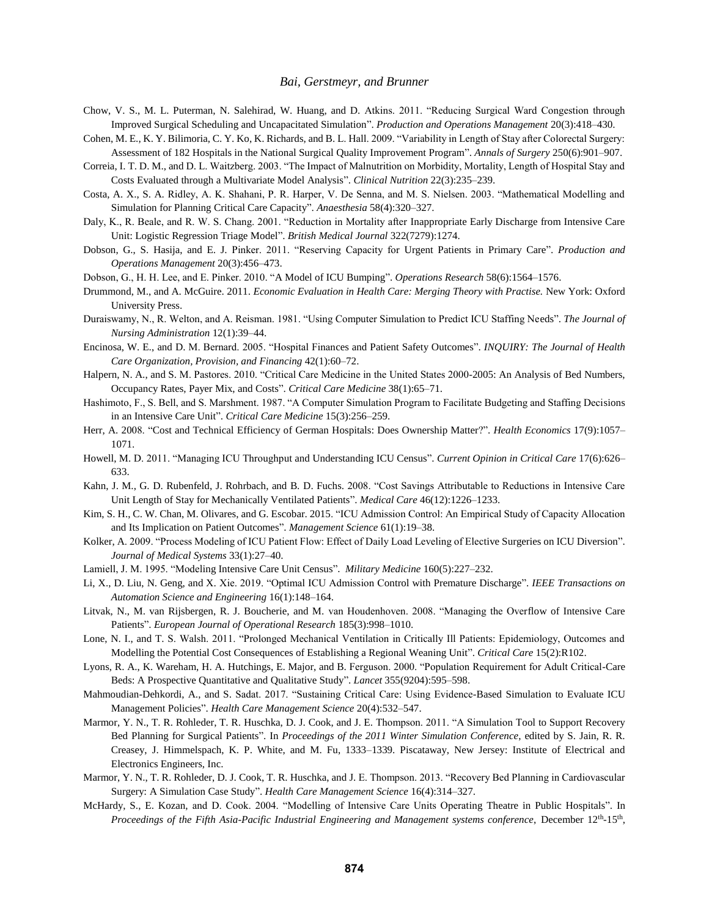Chow, V. S., M. L. Puterman, N. Salehirad, W. Huang, and D. Atkins. 2011. "Reducing Surgical Ward Congestion through Improved Surgical Scheduling and Uncapacitated Simulation". *Production and Operations Management* 20(3):418–430.

Cohen, M. E., K. Y. Bilimoria, C. Y. Ko, K. Richards, and B. L. Hall. 2009. "Variability in Length of Stay after Colorectal Surgery: Assessment of 182 Hospitals in the National Surgical Quality Improvement Program". *Annals of Surgery* 250(6):901–907.

Correia, I. T. D. M., and D. L. Waitzberg. 2003. "The Impact of Malnutrition on Morbidity, Mortality, Length of Hospital Stay and Costs Evaluated through a Multivariate Model Analysis". *Clinical Nutrition* 22(3):235–239.

Costa, A. X., S. A. Ridley, A. K. Shahani, P. R. Harper, V. De Senna, and M. S. Nielsen. 2003. "Mathematical Modelling and Simulation for Planning Critical Care Capacity". *Anaesthesia* 58(4):320–327.

Daly, K., R. Beale, and R. W. S. Chang. 2001. "Reduction in Mortality after Inappropriate Early Discharge from Intensive Care Unit: Logistic Regression Triage Model". *British Medical Journal* 322(7279):1274.

Dobson, G., S. Hasija, and E. J. Pinker. 2011. "Reserving Capacity for Urgent Patients in Primary Care". *Production and Operations Management* 20(3):456–473.

Dobson, G., H. H. Lee, and E. Pinker. 2010. "A Model of ICU Bumping". *Operations Research* 58(6):1564–1576.

Drummond, M., and A. McGuire. 2011. *Economic Evaluation in Health Care: Merging Theory with Practise.* New York: Oxford University Press.

Duraiswamy, N., R. Welton, and A. Reisman. 1981. "Using Computer Simulation to Predict ICU Staffing Needs". *The Journal of Nursing Administration* 12(1):39–44.

Encinosa, W. E., and D. M. Bernard. 2005. "Hospital Finances and Patient Safety Outcomes". *INQUIRY: The Journal of Health Care Organization, Provision, and Financing* 42(1):60–72.

Halpern, N. A., and S. M. Pastores. 2010. "Critical Care Medicine in the United States 2000-2005: An Analysis of Bed Numbers, Occupancy Rates, Payer Mix, and Costs". *Critical Care Medicine* 38(1):65–71.

Hashimoto, F., S. Bell, and S. Marshment. 1987. "A Computer Simulation Program to Facilitate Budgeting and Staffing Decisions in an Intensive Care Unit". *Critical Care Medicine* 15(3):256–259.

Herr, A. 2008. "Cost and Technical Efficiency of German Hospitals: Does Ownership Matter?". *Health Economics* 17(9):1057–1071.

Howell, M. D. 2011. "Managing ICU Throughput and Understanding ICU Census". *Current Opinion in Critical Care* 17(6):626–633.

Kahn, J. M., G. D. Rubenfeld, J. Rohrbach, and B. D. Fuchs. 2008. "Cost Savings Attributable to Reductions in Intensive Care Unit Length of Stay for Mechanically Ventilated Patients". *Medical Care* 46(12):1226–1233.

Kim, S. H., C. W. Chan, M. Olivares, and G. Escobar. 2015. "ICU Admission Control: An Empirical Study of Capacity Allocation and Its Implication on Patient Outcomes". *Management Science* 61(1):19–38.

Kolker, A. 2009. "Process Modeling of ICU Patient Flow: Effect of Daily Load Leveling of Elective Surgeries on ICU Diversion". *Journal of Medical Systems* 33(1):27–40.

Lamiell, J. M. 1995. "Modeling Intensive Care Unit Census". *Military Medicine* 160(5):227–232.

Li, X., D. Liu, N. Geng, and X. Xie. 2019. "Optimal ICU Admission Control with Premature Discharge". *IEEE Transactions on Automation Science and Engineering* 16(1):148–164.

Litvak, N., M. van Rijsbergen, R. J. Boucherie, and M. van Houdenhoven. 2008. "Managing the Overflow of Intensive Care Patients". *European Journal of Operational Research* 185(3):998–1010.

Lone, N. I., and T. S. Walsh. 2011. "Prolonged Mechanical Ventilation in Critically Ill Patients: Epidemiology, Outcomes and Modelling the Potential Cost Consequences of Establishing a Regional Weaning Unit". *Critical Care* 15(2):R102.

Lyons, R. A., K. Wareham, H. A. Hutchings, E. Major, and B. Ferguson. 2000. "Population Requirement for Adult Critical-Care Beds: A Prospective Quantitative and Qualitative Study". *Lancet* 355(9204):595–598.

Mahmoudian-Dehkordi, A., and S. Sadat. 2017. "Sustaining Critical Care: Using Evidence-Based Simulation to Evaluate ICU Management Policies". *Health Care Management Science* 20(4):532–547.

Marmor, Y. N., T. R. Rohleder, T. R. Huschka, D. J. Cook, and J. E. Thompson. 2011. "A Simulation Tool to Support Recovery Bed Planning for Surgical Patients". In *Proceedings of the 2011 Winter Simulation Conference*, edited by S. Jain, R. R. Creasey, J. Himmelspach, K. P. White, and M. Fu, 1333–1339. Piscataway, New Jersey: Institute of Electrical and Electronics Engineers, Inc.

Marmor, Y. N., T. R. Rohleder, D. J. Cook, T. R. Huschka, and J. E. Thompson. 2013. "Recovery Bed Planning in Cardiovascular Surgery: A Simulation Case Study". *Health Care Management Science* 16(4):314–327.

McHardy, S., E. Kozan, and D. Cook. 2004. "Modelling of Intensive Care Units Operating Theatre in Public Hospitals". In *Proceedings of the Fifth Asia-Pacific Industrial Engineering and Management systems conference*, December 12th-15th,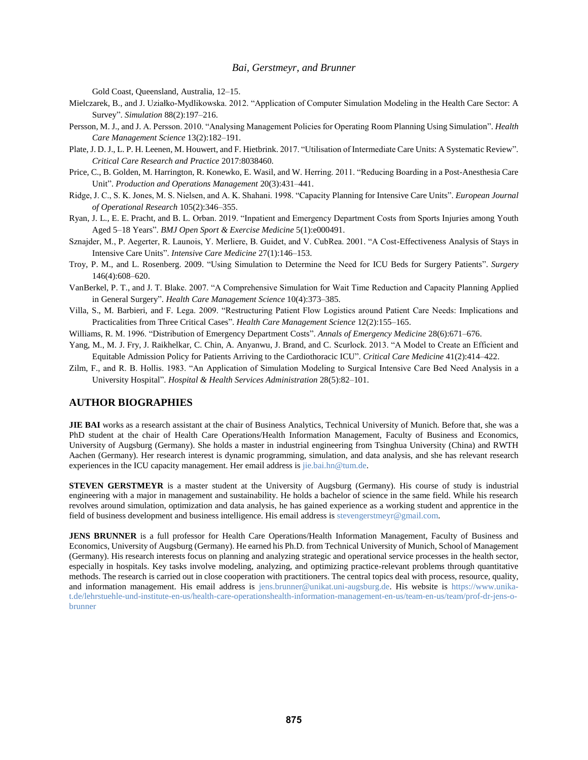Gold Coast, Queensland, Australia, 12–15.

Mielczarek, B., and J. Uziałko-Mydlikowska. 2012. "Application of Computer Simulation Modeling in the Health Care Sector: A Survey". *Simulation* 88(2):197–216.

Persson, M. J., and J. A. Persson. 2010. "Analysing Management Policies for Operating Room Planning Using Simulation". *Health Care Management Science* 13(2):182–191.

Plate, J. D. J., L. P. H. Leenen, M. Houwert, and F. Hietbrink. 2017. "Utilisation of Intermediate Care Units: A Systematic Review". *Critical Care Research and Practice* 2017:8038460.

Price, C., B. Golden, M. Harrington, R. Konewko, E. Wasil, and W. Herring. 2011. "Reducing Boarding in a Post-Anesthesia Care Unit". *Production and Operations Management* 20(3):431–441.

Ridge, J. C., S. K. Jones, M. S. Nielsen, and A. K. Shahani. 1998. "Capacity Planning for Intensive Care Units". *European Journal of Operational Research* 105(2):346–355.

Ryan, J. L., E. E. Pracht, and B. L. Orban. 2019. "Inpatient and Emergency Department Costs from Sports Injuries among Youth Aged 5–18 Years". *BMJ Open Sport & Exercise Medicine* 5(1):e000491.

Sznajder, M., P. Aegerter, R. Launois, Y. Merliere, B. Guidet, and V. CubRea. 2001. "A Cost-Effectiveness Analysis of Stays in Intensive Care Units". *Intensive Care Medicine* 27(1):146–153.

Troy, P. M., and L. Rosenberg. 2009. "Using Simulation to Determine the Need for ICU Beds for Surgery Patients". *Surgery* 146(4):608–620.

VanBerkel, P. T., and J. T. Blake. 2007. "A Comprehensive Simulation for Wait Time Reduction and Capacity Planning Applied in General Surgery". *Health Care Management Science* 10(4):373–385.

Villa, S., M. Barbieri, and F. Lega. 2009. "Restructuring Patient Flow Logistics around Patient Care Needs: Implications and Practicalities from Three Critical Cases". *Health Care Management Science* 12(2):155–165.

Williams, R. M. 1996. "Distribution of Emergency Department Costs". *Annals of Emergency Medicine* 28(6):671–676.

Yang, M., M. J. Fry, J. Raikhelkar, C. Chin, A. Anyanwu, J. Brand, and C. Scurlock. 2013. "A Model to Create an Efficient and Equitable Admission Policy for Patients Arriving to the Cardiothoracic ICU". *Critical Care Medicine* 41(2):414–422.

Zilm, F., and R. B. Hollis. 1983. "An Application of Simulation Modeling to Surgical Intensive Care Bed Need Analysis in a University Hospital". *Hospital & Health Services Administration* 28(5):82–101.

## AUTHOR BIOGRAPHIES

**JIE BAI** works as a research assistant at the chair of Business Analytics, Technical University of Munich. Before that, she was a PhD student at the chair of Health Care Operations/Health Information Management, Faculty of Business and Economics, University of Augsburg (Germany). She holds a master in industrial engineering from Tsinghua University (China) and RWTH Aachen (Germany). Her research interest is dynamic programming, simulation, and data analysis, and she has relevant research experiences in the ICU capacity management. Her email address is jie.bai.hn@tum.de.

**STEVEN GERSTMEYR** is a master student at the University of Augsburg (Germany). His course of study is industrial engineering with a major in management and sustainability. He holds a bachelor of science in the same field. While his research revolves around simulation, optimization and data analysis, he has gained experience as a working student and apprentice in the field of business development and business intelligence. His email address is stevengerstmeyr@gmail.com.

**JENS BRUNNER** is a full professor for Health Care Operations/Health Information Management, Faculty of Business and Economics, University of Augsburg (Germany). He earned his Ph.D. from Technical University of Munich, School of Management (Germany). His research interests focus on planning and analyzing strategic and operational service processes in the health sector, especially in hospitals. Key tasks involve modeling, analyzing, and optimizing practice-relevant problems through quantitative methods. The research is carried out in close cooperation with practitioners. The central topics deal with process, resource, quality, and information management. His email address is jens.brunner@unikat.uni-augsburg.de. His website is https://www.unika-t.de/lehrstuehle-und-institute-en-us/health-care-operationshealth-information-management-en-us/team-en-us/team/prof-dr-jens-o-brunner